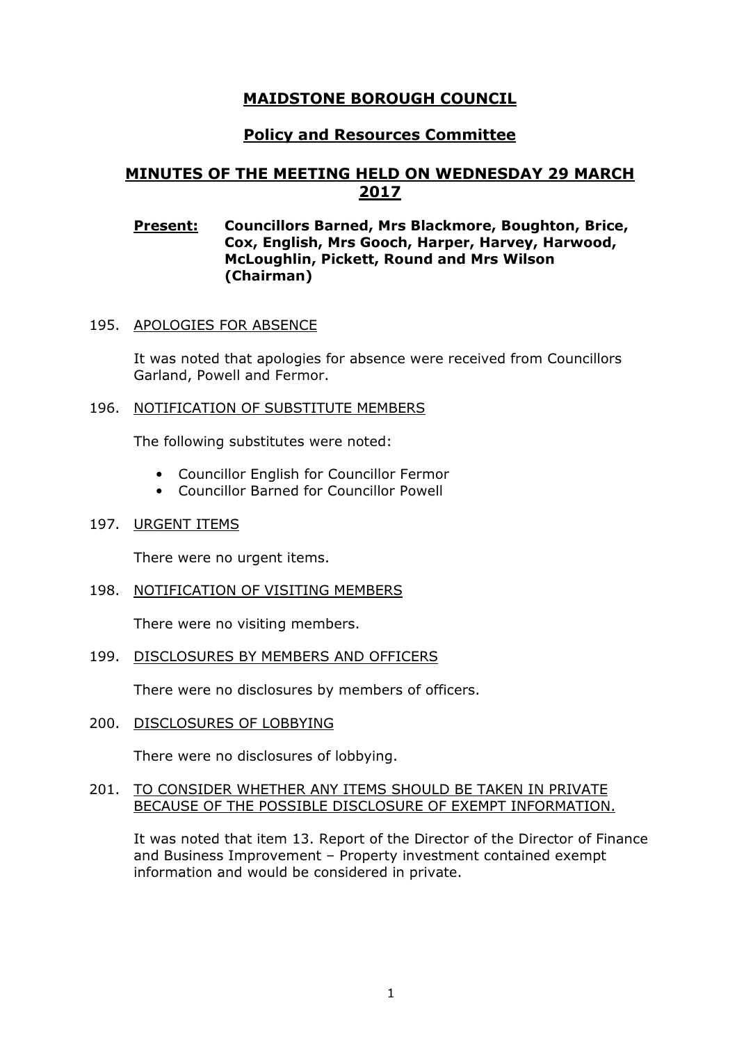# MAIDSTONE BOROUGH COUNCIL

## Policy and Resources Committee

## MINUTES OF THE MEETING HELD ON WEDNESDAY 29 MARCH 2017

**Present:** **Councillors Barned, Mrs Blackmore, Boughton, Brice, Cox, English, Mrs Gooch, Harper, Harvey, Harwood, McLoughlin, Pickett, Round and Mrs Wilson (Chairman)**

195. APOLOGIES FOR ABSENCE

It was noted that apologies for absence were received from Councillors Garland, Powell and Fermor.

196. NOTIFICATION OF SUBSTITUTE MEMBERS

The following substitutes were noted:

- Councillor English for Councillor Fermor
- Councillor Barned for Councillor Powell

197. URGENT ITEMS

There were no urgent items.

198. NOTIFICATION OF VISITING MEMBERS

There were no visiting members.

199. DISCLOSURES BY MEMBERS AND OFFICERS

There were no disclosures by members of officers.

200. DISCLOSURES OF LOBBYING

There were no disclosures of lobbying.

201. TO CONSIDER WHETHER ANY ITEMS SHOULD BE TAKEN IN PRIVATE BECAUSE OF THE POSSIBLE DISCLOSURE OF EXEMPT INFORMATION.

It was noted that item 13. Report of the Director of the Director of Finance and Business Improvement – Property investment contained exempt information and would be considered in private.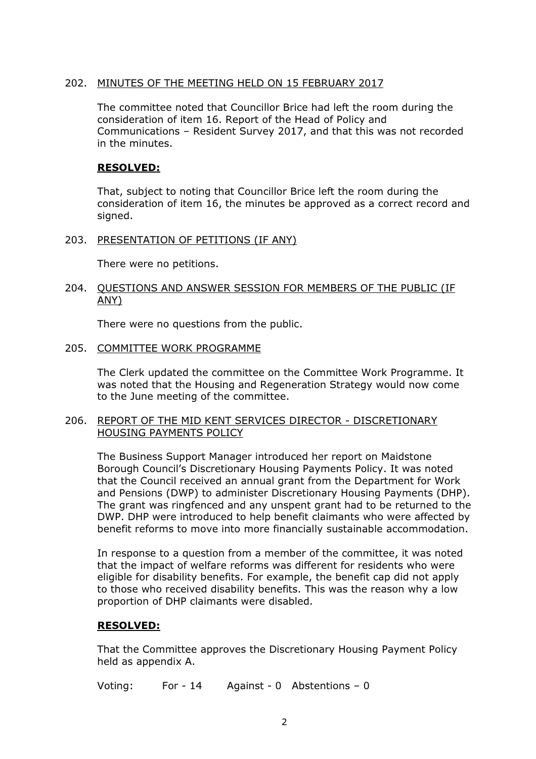## 202. MINUTES OF THE MEETING HELD ON 15 FEBRUARY 2017

The committee noted that Councillor Brice had left the room during the consideration of item 16. Report of the Head of Policy and Communications – Resident Survey 2017, and that this was not recorded in the minutes.

**RESOLVED:**

That, subject to noting that Councillor Brice left the room during the consideration of item 16, the minutes be approved as a correct record and signed.

## 203. PRESENTATION OF PETITIONS (IF ANY)

There were no petitions.

## 204. QUESTIONS AND ANSWER SESSION FOR MEMBERS OF THE PUBLIC (IF ANY)

There were no questions from the public.

## 205. COMMITTEE WORK PROGRAMME

The Clerk updated the committee on the Committee Work Programme. It was noted that the Housing and Regeneration Strategy would now come to the June meeting of the committee.

## 206. REPORT OF THE MID KENT SERVICES DIRECTOR - DISCRETIONARY HOUSING PAYMENTS POLICY

The Business Support Manager introduced her report on Maidstone Borough Council's Discretionary Housing Payments Policy. It was noted that the Council received an annual grant from the Department for Work and Pensions (DWP) to administer Discretionary Housing Payments (DHP). The grant was ringfenced and any unspent grant had to be returned to the DWP. DHP were introduced to help benefit claimants who were affected by benefit reforms to move into more financially sustainable accommodation.

In response to a question from a member of the committee, it was noted that the impact of welfare reforms was different for residents who were eligible for disability benefits. For example, the benefit cap did not apply to those who received disability benefits. This was the reason why a low proportion of DHP claimants were disabled.

**RESOLVED:**

That the Committee approves the Discretionary Housing Payment Policy held as appendix A.

Voting: For - 14 Against - 0 Abstentions – 0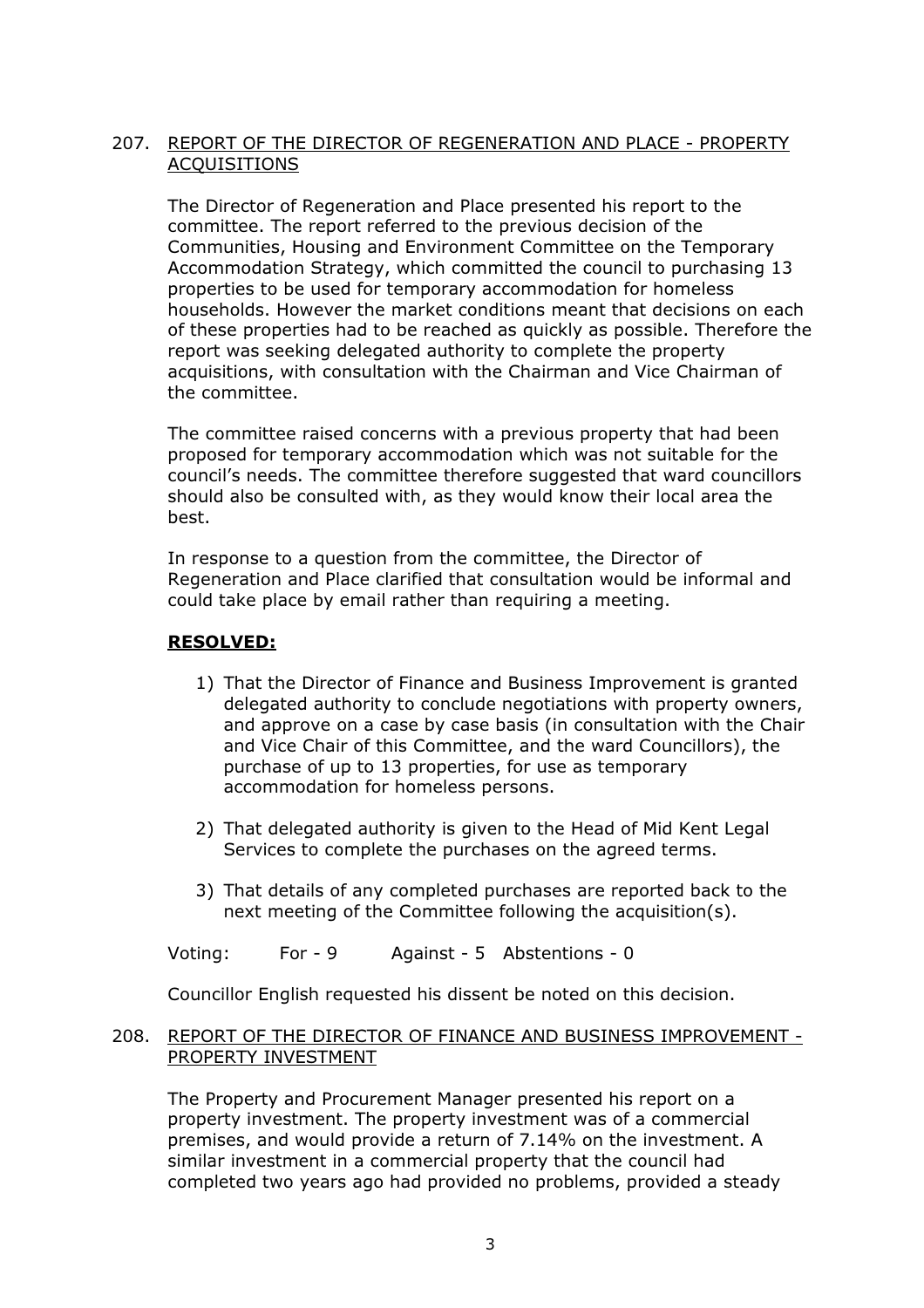## 207. REPORT OF THE DIRECTOR OF REGENERATION AND PLACE - PROPERTY ACQUISITIONS

The Director of Regeneration and Place presented his report to the committee. The report referred to the previous decision of the Communities, Housing and Environment Committee on the Temporary Accommodation Strategy, which committed the council to purchasing 13 properties to be used for temporary accommodation for homeless households. However the market conditions meant that decisions on each of these properties had to be reached as quickly as possible. Therefore the report was seeking delegated authority to complete the property acquisitions, with consultation with the Chairman and Vice Chairman of the committee.

The committee raised concerns with a previous property that had been proposed for temporary accommodation which was not suitable for the council's needs. The committee therefore suggested that ward councillors should also be consulted with, as they would know their local area the best.

In response to a question from the committee, the Director of Regeneration and Place clarified that consultation would be informal and could take place by email rather than requiring a meeting.

**RESOLVED:**

1) That the Director of Finance and Business Improvement is granted delegated authority to conclude negotiations with property owners, and approve on a case by case basis (in consultation with the Chair and Vice Chair of this Committee, and the ward Councillors), the purchase of up to 13 properties, for use as temporary accommodation for homeless persons.

2) That delegated authority is given to the Head of Mid Kent Legal Services to complete the purchases on the agreed terms.

3) That details of any completed purchases are reported back to the next meeting of the Committee following the acquisition(s).

Voting: For - 9 Against - 5 Abstentions - 0

Councillor English requested his dissent be noted on this decision.

## 208. REPORT OF THE DIRECTOR OF FINANCE AND BUSINESS IMPROVEMENT - PROPERTY INVESTMENT

The Property and Procurement Manager presented his report on a property investment. The property investment was of a commercial premises, and would provide a return of 7.14% on the investment. A similar investment in a commercial property that the council had completed two years ago had provided no problems, provided a steady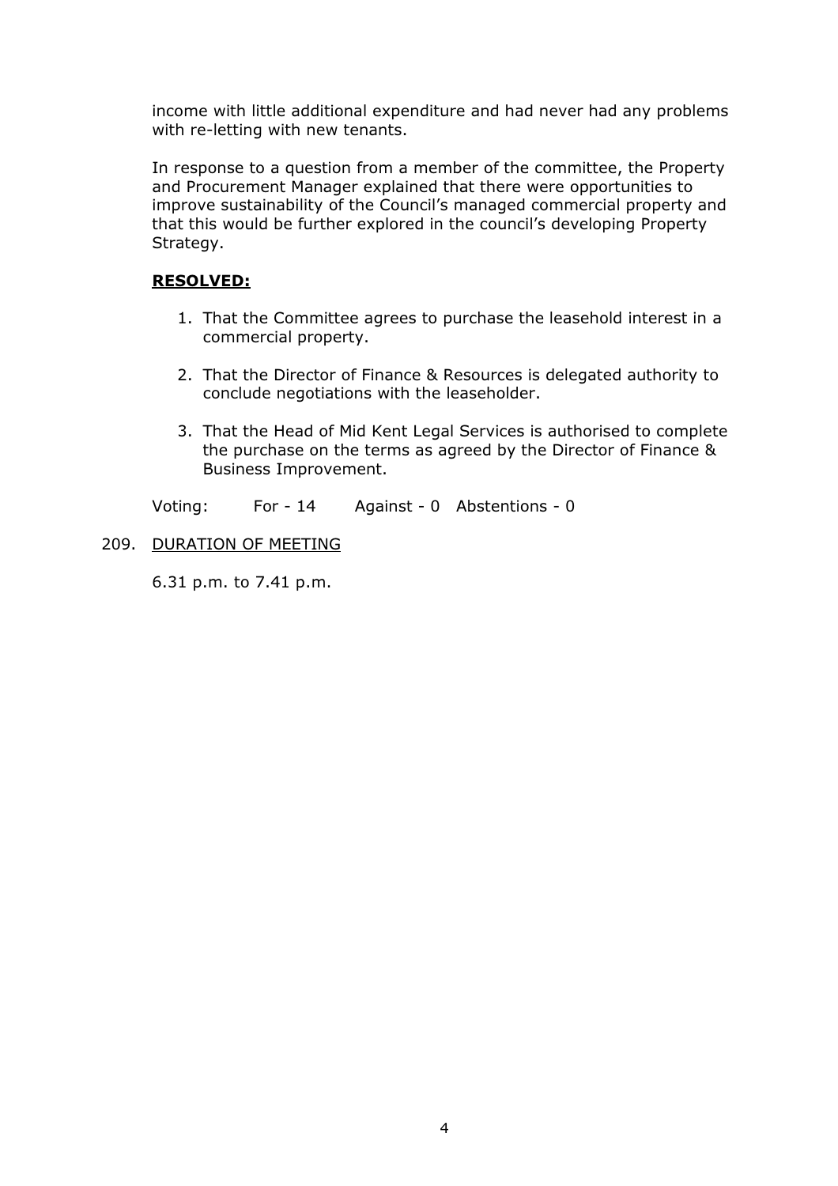income with little additional expenditure and had never had any problems with re-letting with new tenants.

In response to a question from a member of the committee, the Property and Procurement Manager explained that there were opportunities to improve sustainability of the Council's managed commercial property and that this would be further explored in the council's developing Property Strategy.

**RESOLVED:**

1. That the Committee agrees to purchase the leasehold interest in a commercial property.

2. That the Director of Finance & Resources is delegated authority to conclude negotiations with the leaseholder.

3. That the Head of Mid Kent Legal Services is authorised to complete the purchase on the terms as agreed by the Director of Finance & Business Improvement.

Voting: For - 14 Against - 0 Abstentions - 0

209. DURATION OF MEETING

6.31 p.m. to 7.41 p.m.